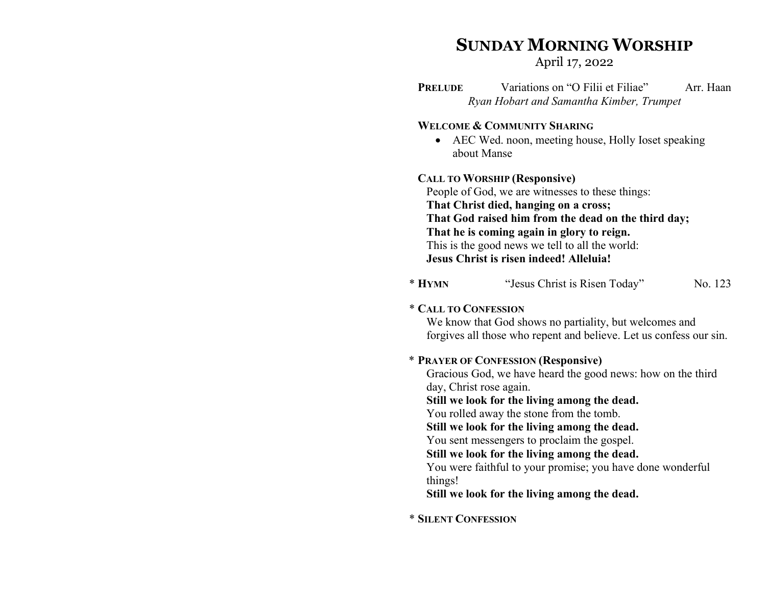# Sunday Morning Worship

April 17, 2022

**Prelude** Variations on "O Filii et Filiae" Arr. Haan

*Ryan Hobart and Samantha Kimber, Trumpet*

**Welcome & Community Sharing**

- AEC Wed. noon, meeting house, Holly Ioset speaking about Manse

**Call to Worship (Responsive)**

People of God, we are witnesses to these things:
**That Christ died, hanging on a cross;**
**That God raised him from the dead on the third day;**
**That he is coming again in glory to reign.**
This is the good news we tell to all the world:
**Jesus Christ is risen indeed! Alleluia!**

\* **Hymn** "Jesus Christ is Risen Today" No. 123

\* **Call to Confession**

We know that God shows no partiality, but welcomes and forgives all those who repent and believe. Let us confess our sin.

\* **Prayer of Confession (Responsive)**

Gracious God, we have heard the good news: how on the third day, Christ rose again.
**Still we look for the living among the dead.**
You rolled away the stone from the tomb.
**Still we look for the living among the dead.**
You sent messengers to proclaim the gospel.
**Still we look for the living among the dead.**
You were faithful to your promise; you have done wonderful things!
**Still we look for the living among the dead.**

\* **Silent Confession**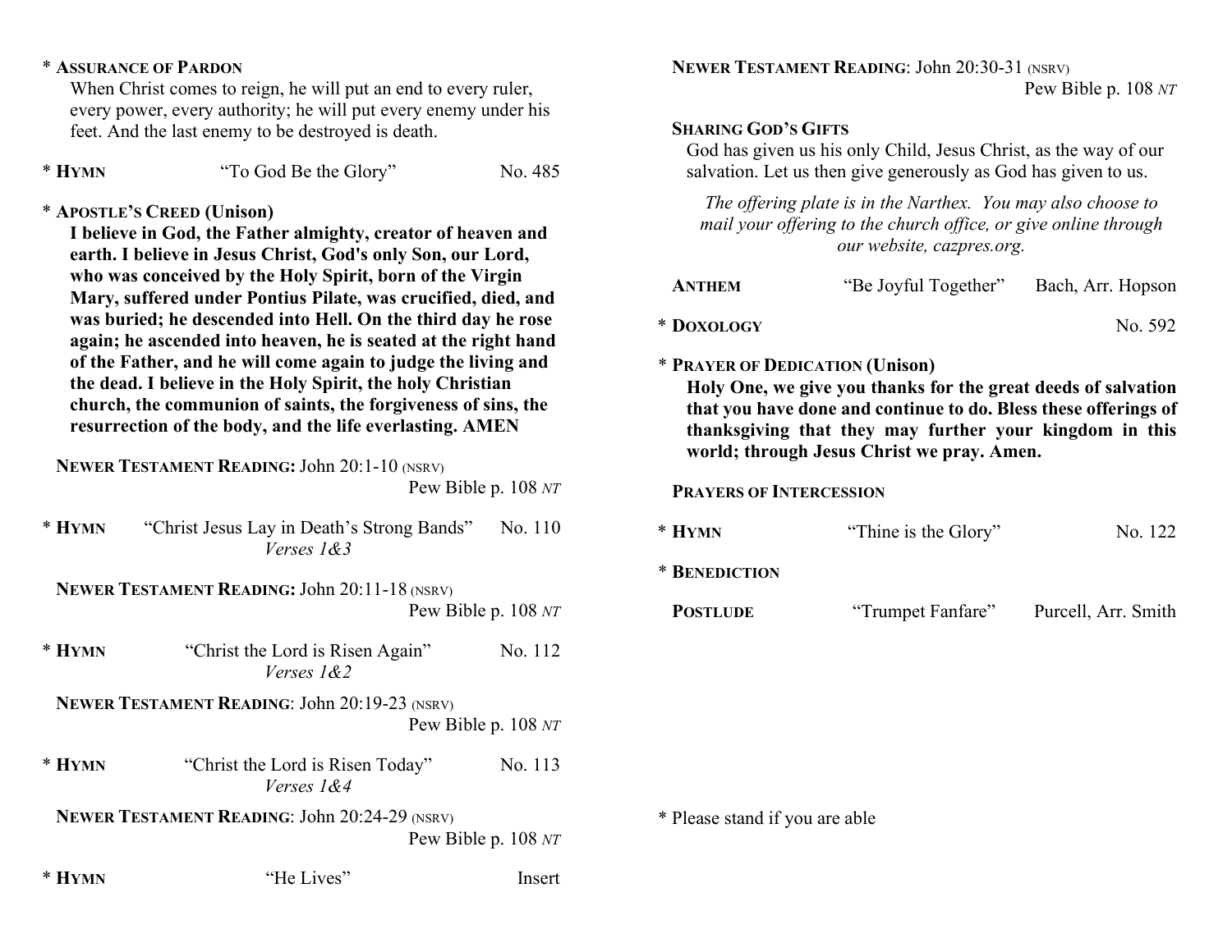\* **ASSURANCE OF PARDON**

When Christ comes to reign, he will put an end to every ruler, every power, every authority; he will put every enemy under his feet. And the last enemy to be destroyed is death.

\* **HYMN** "To God Be the Glory" No. 485

\* **APOSTLE'S CREED (Unison)**

**I believe in God, the Father almighty, creator of heaven and earth. I believe in Jesus Christ, God's only Son, our Lord, who was conceived by the Holy Spirit, born of the Virgin Mary, suffered under Pontius Pilate, was crucified, died, and was buried; he descended into Hell. On the third day he rose again; he ascended into heaven, he is seated at the right hand of the Father, and he will come again to judge the living and the dead. I believe in the Holy Spirit, the holy Christian church, the communion of saints, the forgiveness of sins, the resurrection of the body, and the life everlasting. AMEN**

**NEWER TESTAMENT READING:** John 20:1-10 (NSRV)
Pew Bible p. 108 *NT*

\* **HYMN** "Christ Jesus Lay in Death's Strong Bands" No. 110
*Verses 1&3*

**NEWER TESTAMENT READING:** John 20:11-18 (NSRV)
Pew Bible p. 108 *NT*

\* **HYMN** "Christ the Lord is Risen Again" No. 112
*Verses 1&2*

**NEWER TESTAMENT READING**: John 20:19-23 (NSRV)
Pew Bible p. 108 *NT*

\* **HYMN** "Christ the Lord is Risen Today" No. 113
*Verses 1&4*

**NEWER TESTAMENT READING**: John 20:24-29 (NSRV)
Pew Bible p. 108 *NT*

\* **HYMN** "He Lives" Insert

**NEWER TESTAMENT READING**: John 20:30-31 (NSRV)
Pew Bible p. 108 *NT*

**SHARING GOD'S GIFTS**

God has given us his only Child, Jesus Christ, as the way of our salvation. Let us then give generously as God has given to us.

*The offering plate is in the Narthex. You may also choose to mail your offering to the church office, or give online through our website, cazpres.org.*

**ANTHEM** "Be Joyful Together" Bach, Arr. Hopson

\* **DOXOLOGY** No. 592

\* **PRAYER OF DEDICATION (Unison)**

**Holy One, we give you thanks for the great deeds of salvation that you have done and continue to do. Bless these offerings of thanksgiving that they may further your kingdom in this world; through Jesus Christ we pray. Amen.**

**PRAYERS OF INTERCESSION**

\* **HYMN** "Thine is the Glory" No. 122

\* **BENEDICTION**

**POSTLUDE** "Trumpet Fanfare" Purcell, Arr. Smith

\* Please stand if you are able